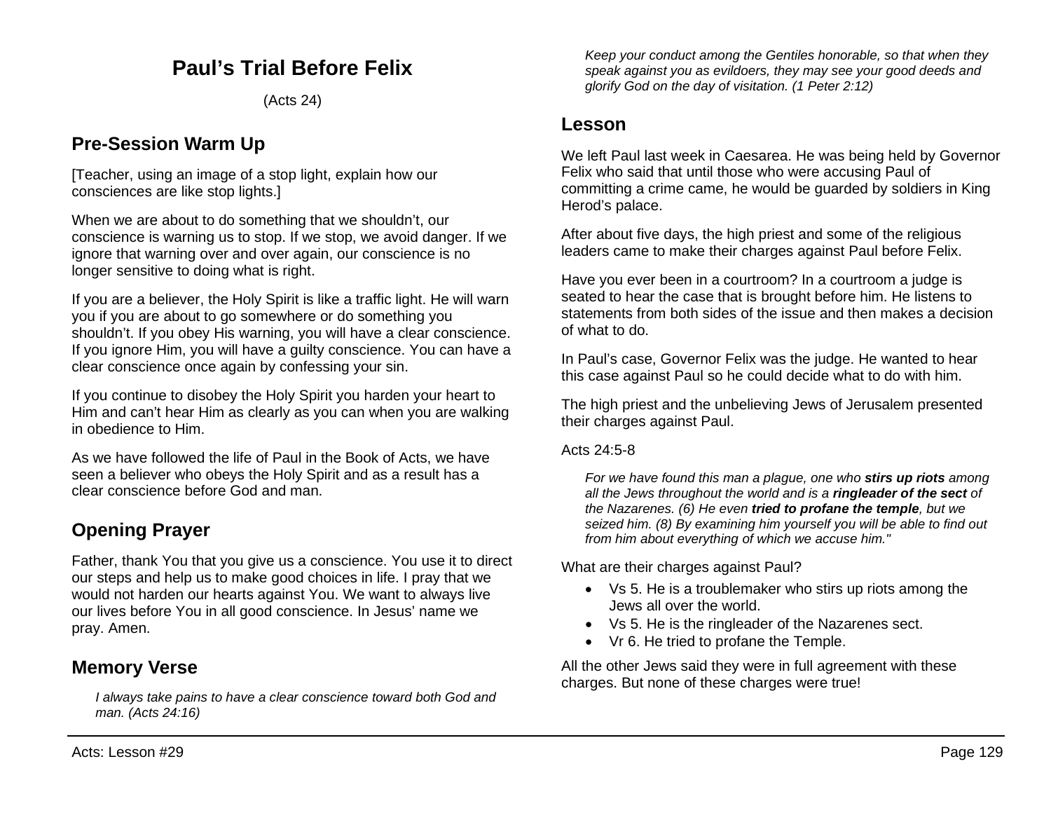# Paul's Trial Before Felix

(Acts 24)

## Pre-Session Warm Up

[Teacher, using an image of a stop light, explain how our consciences are like stop lights.]

When we are about to do something that we shouldn't, our conscience is warning us to stop. If we stop, we avoid danger. If we ignore that warning over and over again, our conscience is no longer sensitive to doing what is right.

If you are a believer, the Holy Spirit is like a traffic light. He will warn you if you are about to go somewhere or do something you shouldn't. If you obey His warning, you will have a clear conscience. If you ignore Him, you will have a guilty conscience. You can have a clear conscience once again by confessing your sin.

If you continue to disobey the Holy Spirit you harden your heart to Him and can't hear Him as clearly as you can when you are walking in obedience to Him.

As we have followed the life of Paul in the Book of Acts, we have seen a believer who obeys the Holy Spirit and as a result has a clear conscience before God and man.

## Opening Prayer

Father, thank You that you give us a conscience. You use it to direct our steps and help us to make good choices in life. I pray that we would not harden our hearts against You. We want to always live our lives before You in all good conscience. In Jesus' name we pray. Amen.

## Memory Verse

> *I always take pains to have a clear conscience toward both God and man. (Acts 24:16)*

> *Keep your conduct among the Gentiles honorable, so that when they speak against you as evildoers, they may see your good deeds and glorify God on the day of visitation. (1 Peter 2:12)*

## Lesson

We left Paul last week in Caesarea. He was being held by Governor Felix who said that until those who were accusing Paul of committing a crime came, he would be guarded by soldiers in King Herod's palace.

After about five days, the high priest and some of the religious leaders came to make their charges against Paul before Felix.

Have you ever been in a courtroom? In a courtroom a judge is seated to hear the case that is brought before him. He listens to statements from both sides of the issue and then makes a decision of what to do.

In Paul's case, Governor Felix was the judge. He wanted to hear this case against Paul so he could decide what to do with him.

The high priest and the unbelieving Jews of Jerusalem presented their charges against Paul.

Acts 24:5-8

> *For we have found this man a plague, one who **stirs up riots** among all the Jews throughout the world and is a **ringleader of the sect** of the Nazarenes. (6) He even **tried to profane the temple**, but we seized him. (8) By examining him yourself you will be able to find out from him about everything of which we accuse him."*

What are their charges against Paul?

- Vs 5. He is a troublemaker who stirs up riots among the Jews all over the world.
- Vs 5. He is the ringleader of the Nazarenes sect.
- Vr 6. He tried to profane the Temple.

All the other Jews said they were in full agreement with these charges. But none of these charges were true!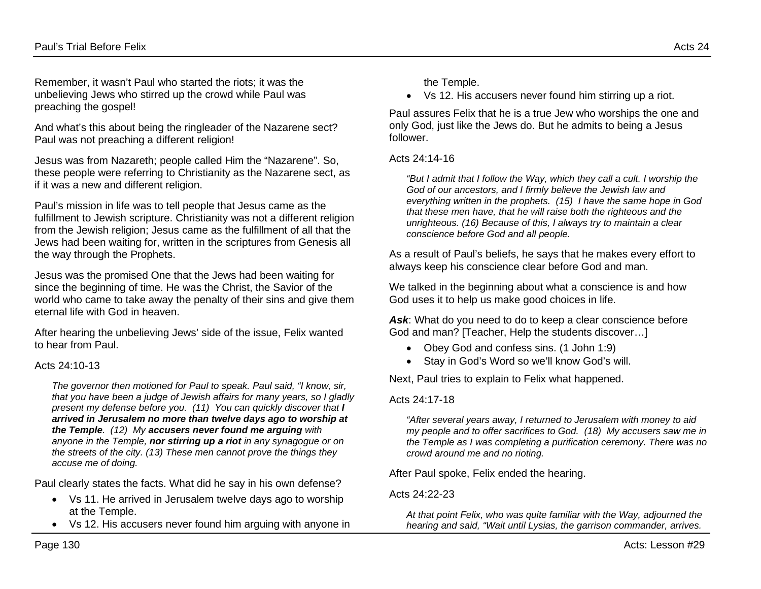Remember, it wasn't Paul who started the riots; it was the unbelieving Jews who stirred up the crowd while Paul was preaching the gospel!

And what's this about being the ringleader of the Nazarene sect? Paul was not preaching a different religion!

Jesus was from Nazareth; people called Him the "Nazarene". So, these people were referring to Christianity as the Nazarene sect, as if it was a new and different religion.

Paul's mission in life was to tell people that Jesus came as the fulfillment to Jewish scripture. Christianity was not a different religion from the Jewish religion; Jesus came as the fulfillment of all that the Jews had been waiting for, written in the scriptures from Genesis all the way through the Prophets.

Jesus was the promised One that the Jews had been waiting for since the beginning of time. He was the Christ, the Savior of the world who came to take away the penalty of their sins and give them eternal life with God in heaven.

After hearing the unbelieving Jews' side of the issue, Felix wanted to hear from Paul.

Acts 24:10-13

> *The governor then motioned for Paul to speak. Paul said, "I know, sir, that you have been a judge of Jewish affairs for many years, so I gladly present my defense before you. (11) You can quickly discover that **I arrived in Jerusalem no more than twelve days ago to worship at the Temple**. (12) My **accusers never found me arguing** with anyone in the Temple, **nor stirring up a riot** in any synagogue or on the streets of the city. (13) These men cannot prove the things they accuse me of doing.*

Paul clearly states the facts. What did he say in his own defense?

- Vs 11. He arrived in Jerusalem twelve days ago to worship at the Temple.
- Vs 12. His accusers never found him arguing with anyone in the Temple.
- Vs 12. His accusers never found him stirring up a riot.

Paul assures Felix that he is a true Jew who worships the one and only God, just like the Jews do. But he admits to being a Jesus follower.

Acts 24:14-16

> *"But I admit that I follow the Way, which they call a cult. I worship the God of our ancestors, and I firmly believe the Jewish law and everything written in the prophets. (15) I have the same hope in God that these men have, that he will raise both the righteous and the unrighteous. (16) Because of this, I always try to maintain a clear conscience before God and all people.*

As a result of Paul's beliefs, he says that he makes every effort to always keep his conscience clear before God and man.

We talked in the beginning about what a conscience is and how God uses it to help us make good choices in life.

***Ask***: What do you need to do to keep a clear conscience before God and man? [Teacher, Help the students discover…]

- Obey God and confess sins. (1 John 1:9)
- Stay in God's Word so we'll know God's will.

Next, Paul tries to explain to Felix what happened.

Acts 24:17-18

> *"After several years away, I returned to Jerusalem with money to aid my people and to offer sacrifices to God. (18) My accusers saw me in the Temple as I was completing a purification ceremony. There was no crowd around me and no rioting.*

After Paul spoke, Felix ended the hearing.

Acts 24:22-23

> *At that point Felix, who was quite familiar with the Way, adjourned the hearing and said, "Wait until Lysias, the garrison commander, arrives.*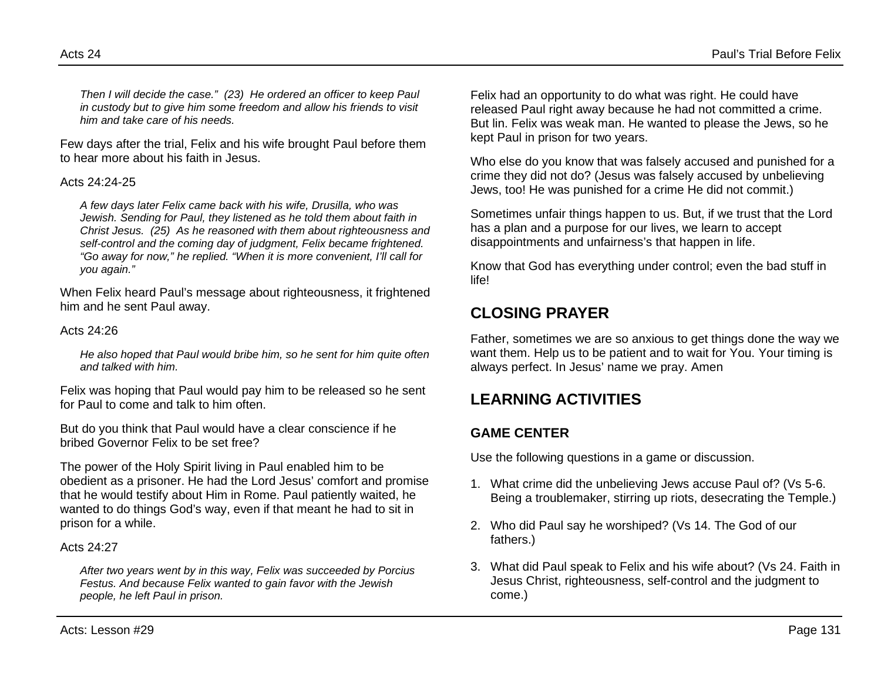*Then I will decide the case." (23) He ordered an officer to keep Paul in custody but to give him some freedom and allow his friends to visit him and take care of his needs.*

Few days after the trial, Felix and his wife brought Paul before them to hear more about his faith in Jesus.

Acts 24:24-25

*A few days later Felix came back with his wife, Drusilla, who was Jewish. Sending for Paul, they listened as he told them about faith in Christ Jesus. (25) As he reasoned with them about righteousness and self-control and the coming day of judgment, Felix became frightened. "Go away for now," he replied. "When it is more convenient, I'll call for you again."*

When Felix heard Paul's message about righteousness, it frightened him and he sent Paul away.

Acts 24:26

*He also hoped that Paul would bribe him, so he sent for him quite often and talked with him.*

Felix was hoping that Paul would pay him to be released so he sent for Paul to come and talk to him often.

But do you think that Paul would have a clear conscience if he bribed Governor Felix to be set free?

The power of the Holy Spirit living in Paul enabled him to be obedient as a prisoner. He had the Lord Jesus' comfort and promise that he would testify about Him in Rome. Paul patiently waited, he wanted to do things God's way, even if that meant he had to sit in prison for a while.

Acts 24:27

*After two years went by in this way, Felix was succeeded by Porcius Festus. And because Felix wanted to gain favor with the Jewish people, he left Paul in prison.*

Felix had an opportunity to do what was right. He could have released Paul right away because he had not committed a crime. But lin. Felix was weak man. He wanted to please the Jews, so he kept Paul in prison for two years.

Who else do you know that was falsely accused and punished for a crime they did not do? (Jesus was falsely accused by unbelieving Jews, too! He was punished for a crime He did not commit.)

Sometimes unfair things happen to us. But, if we trust that the Lord has a plan and a purpose for our lives, we learn to accept disappointments and unfairness's that happen in life.

Know that God has everything under control; even the bad stuff in life!

## CLOSING PRAYER

Father, sometimes we are so anxious to get things done the way we want them. Help us to be patient and to wait for You. Your timing is always perfect. In Jesus' name we pray. Amen

## LEARNING ACTIVITIES

### GAME CENTER

Use the following questions in a game or discussion.

1. What crime did the unbelieving Jews accuse Paul of? (Vs 5-6. Being a troublemaker, stirring up riots, desecrating the Temple.)
2. Who did Paul say he worshiped? (Vs 14. The God of our fathers.)
3. What did Paul speak to Felix and his wife about? (Vs 24. Faith in Jesus Christ, righteousness, self-control and the judgment to come.)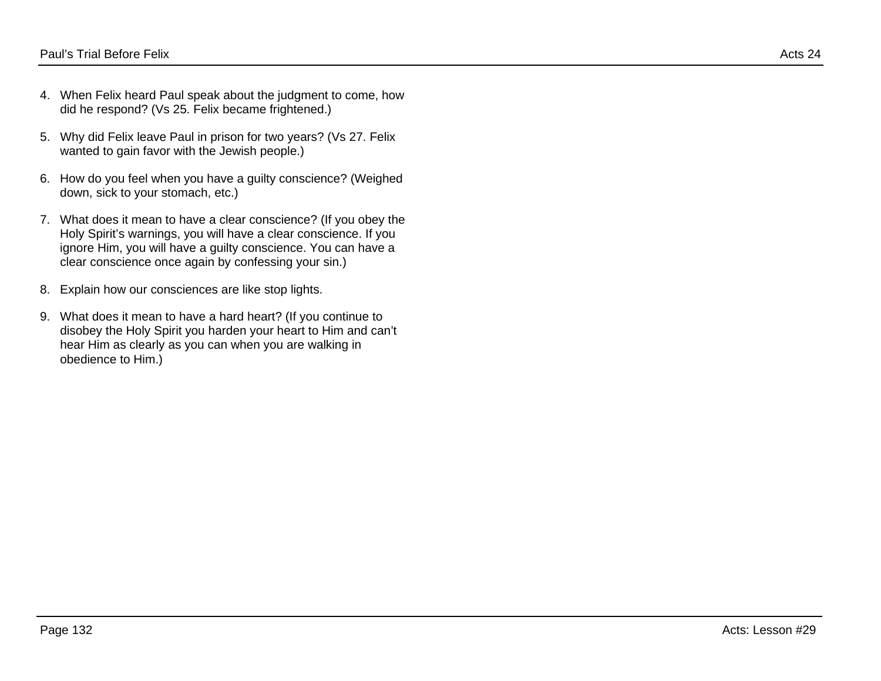4. When Felix heard Paul speak about the judgment to come, how did he respond? (Vs 25. Felix became frightened.)

5. Why did Felix leave Paul in prison for two years? (Vs 27. Felix wanted to gain favor with the Jewish people.)

6. How do you feel when you have a guilty conscience? (Weighed down, sick to your stomach, etc.)

7. What does it mean to have a clear conscience? (If you obey the Holy Spirit's warnings, you will have a clear conscience. If you ignore Him, you will have a guilty conscience. You can have a clear conscience once again by confessing your sin.)

8. Explain how our consciences are like stop lights.

9. What does it mean to have a hard heart? (If you continue to disobey the Holy Spirit you harden your heart to Him and can't hear Him as clearly as you can when you are walking in obedience to Him.)